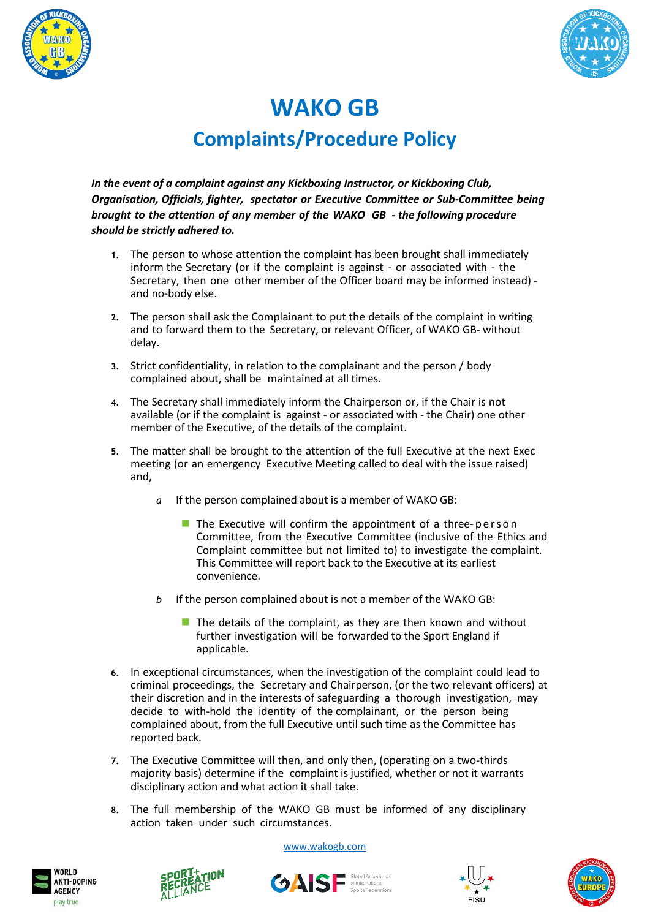# WAKO GB

## Complaints/Procedure Policy

***In the event of a complaint against any Kickboxing Instructor, or Kickboxing Club, Organisation, Officials, fighter, spectator or Executive Committee or Sub-Committee being brought to the attention of any member of the WAKO GB - the following procedure should be strictly adhered to.***

1. The person to whose attention the complaint has been brought shall immediately inform the Secretary (or if the complaint is against - or associated with - the Secretary, then one other member of the Officer board may be informed instead) - and no-body else.

2. The person shall ask the Complainant to put the details of the complaint in writing and to forward them to the Secretary, or relevant Officer, of WAKO GB- without delay.

3. Strict confidentiality, in relation to the complainant and the person / body complained about, shall be maintained at all times.

4. The Secretary shall immediately inform the Chairperson or, if the Chair is not available (or if the complaint is against - or associated with - the Chair) one other member of the Executive, of the details of the complaint.

5. The matter shall be brought to the attention of the full Executive at the next Exec meeting (or an emergency Executive Meeting called to deal with the issue raised) and,

   *a* If the person complained about is a member of WAKO GB:

   - The Executive will confirm the appointment of a three-person Committee, from the Executive Committee (inclusive of the Ethics and Complaint committee but not limited to) to investigate the complaint. This Committee will report back to the Executive at its earliest convenience.

   *b* If the person complained about is not a member of the WAKO GB:

   - The details of the complaint, as they are then known and without further investigation will be forwarded to the Sport England if applicable.

6. In exceptional circumstances, when the investigation of the complaint could lead to criminal proceedings, the Secretary and Chairperson, (or the two relevant officers) at their discretion and in the interests of safeguarding a thorough investigation, may decide to with-hold the identity of the complainant, or the person being complained about, from the full Executive until such time as the Committee has reported back.

7. The Executive Committee will then, and only then, (operating on a two-thirds majority basis) determine if the complaint is justified, whether or not it warrants disciplinary action and what action it shall take.

8. The full membership of the WAKO GB must be informed of any disciplinary action taken under such circumstances.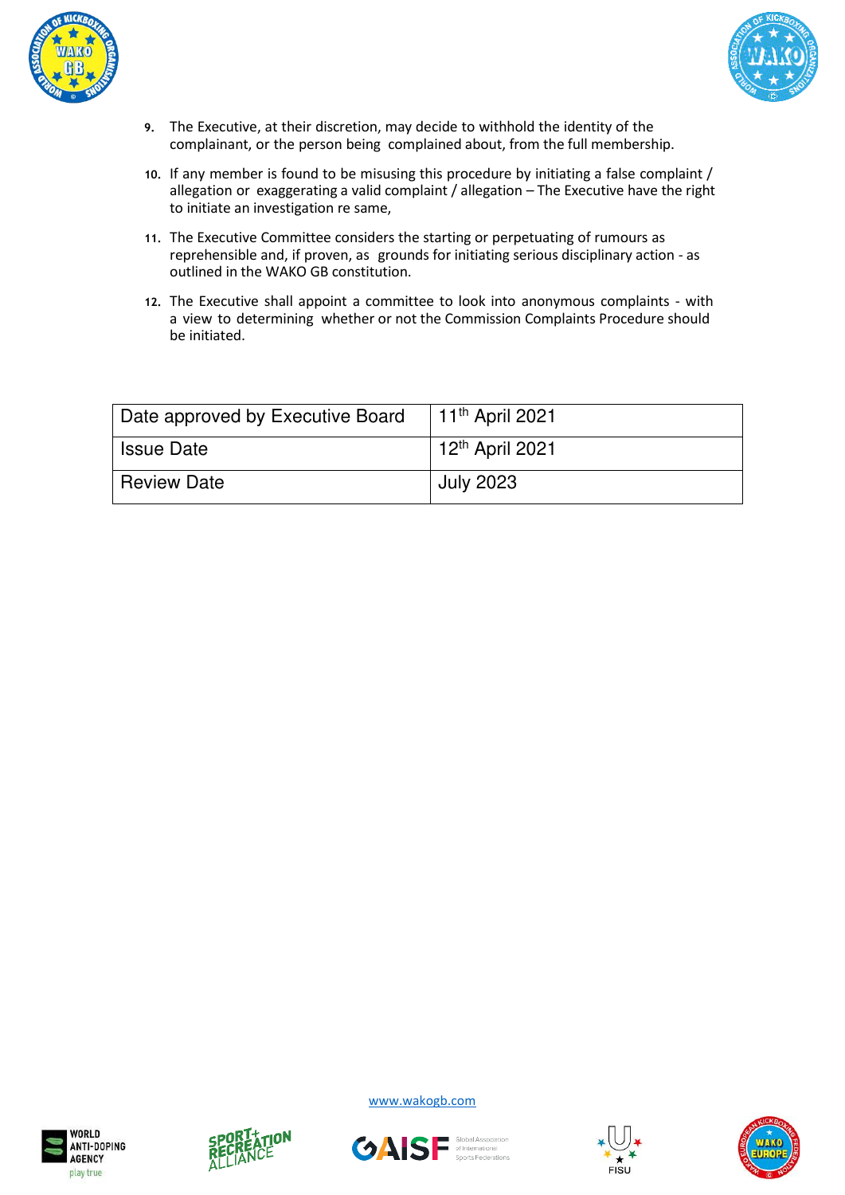9. The Executive, at their discretion, may decide to withhold the identity of the complainant, or the person being complained about, from the full membership.

10. If any member is found to be misusing this procedure by initiating a false complaint / allegation or exaggerating a valid complaint / allegation – The Executive have the right to initiate an investigation re same,

11. The Executive Committee considers the starting or perpetuating of rumours as reprehensible and, if proven, as grounds for initiating serious disciplinary action - as outlined in the WAKO GB constitution.

12. The Executive shall appoint a committee to look into anonymous complaints - with a view to determining whether or not the Commission Complaints Procedure should be initiated.

| | |
|---|---|
| Date approved by Executive Board | 11th April 2021 |
| Issue Date | 12th April 2021 |
| Review Date | July 2023 |

www.wakogb.com